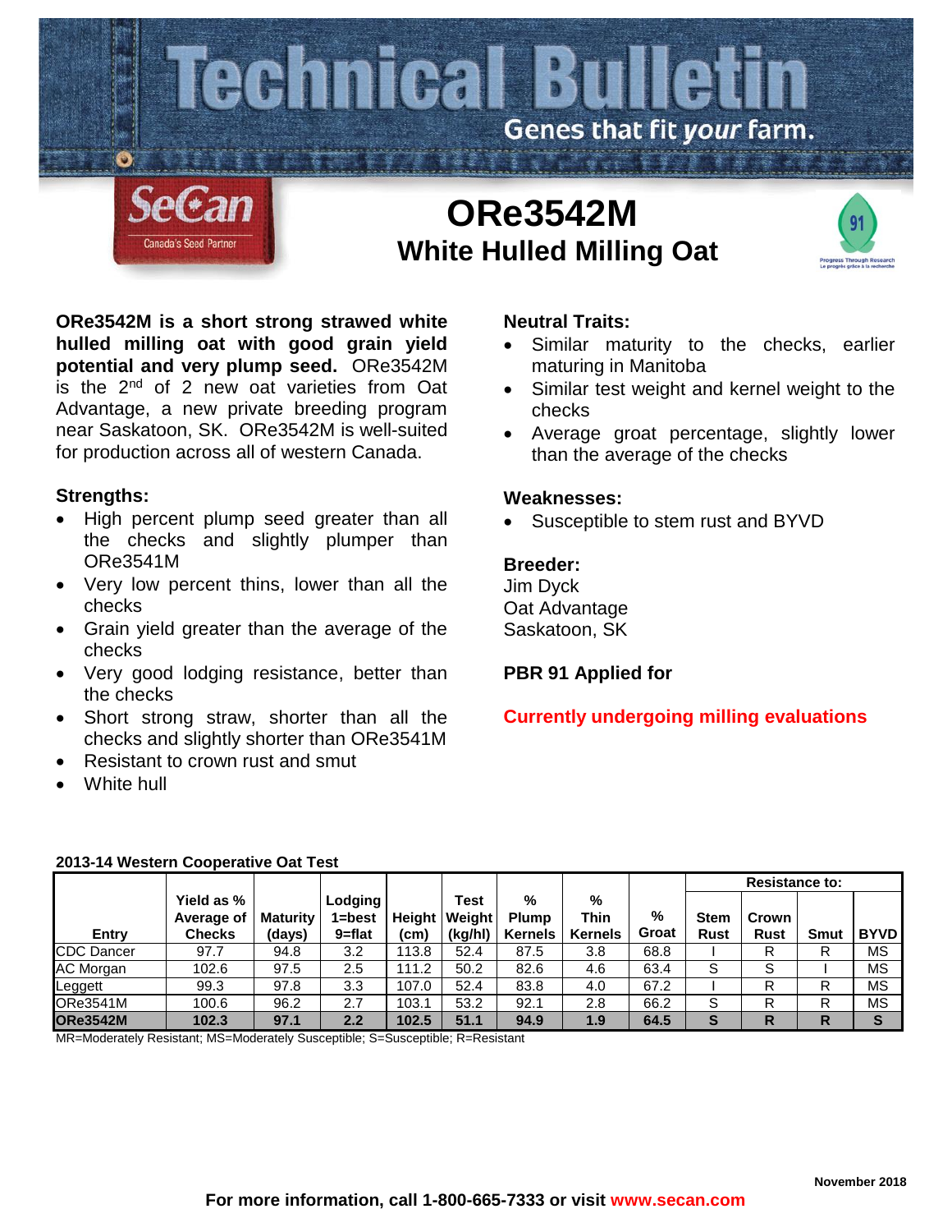# Technical Bulletin

Genes that fit *your* farm.

SeCan — Canada's Seed Partner

# ORe3542M

## White Hulled Milling Oat

**ORe3542M is a short strong strawed white hulled milling oat with good grain yield potential and very plump seed.** ORe3542M is the 2nd of 2 new oat varieties from Oat Advantage, a new private breeding program near Saskatoon, SK. ORe3542M is well-suited for production across all of western Canada.

### Strengths:

- High percent plump seed greater than all the checks and slightly plumper than ORe3541M
- Very low percent thins, lower than all the checks
- Grain yield greater than the average of the checks
- Very good lodging resistance, better than the checks
- Short strong straw, shorter than all the checks and slightly shorter than ORe3541M
- Resistant to crown rust and smut
- White hull

### Neutral Traits:

- Similar maturity to the checks, earlier maturing in Manitoba
- Similar test weight and kernel weight to the checks
- Average groat percentage, slightly lower than the average of the checks

### Weaknesses:

- Susceptible to stem rust and BYVD

### Breeder:

Jim Dyck
Oat Advantage
Saskatoon, SK

**PBR 91 Applied for**

**Currently undergoing milling evaluations**

**2013-14 Western Cooperative Oat Test**

| Entry | Yield as % Average of Checks | Maturity (days) | Lodging 1=best 9=flat | Height (cm) | Test Weight (kg/hl) | % Plump Kernels | % Thin Kernels | % Groat | Resistance to: Stem Rust | Crown Rust | Smut | BYVD |
|---|---|---|---|---|---|---|---|---|---|---|---|---|
| CDC Dancer | 97.7 | 94.8 | 3.2 | 113.8 | 52.4 | 87.5 | 3.8 | 68.8 | I | R | R | MS |
| AC Morgan | 102.6 | 97.5 | 2.5 | 111.2 | 50.2 | 82.6 | 4.6 | 63.4 | S | S | I | MS |
| Leggett | 99.3 | 97.8 | 3.3 | 107.0 | 52.4 | 83.8 | 4.0 | 67.2 | I | R | R | MS |
| ORe3541M | 100.6 | 96.2 | 2.7 | 103.1 | 53.2 | 92.1 | 2.8 | 66.2 | S | R | R | MS |
| **ORe3542M** | **102.3** | **97.1** | **2.2** | **102.5** | **51.1** | **94.9** | **1.9** | **64.5** | **S** | **R** | **R** | **S** |

MR=Moderately Resistant; MS=Moderately Susceptible; S=Susceptible; R=Resistant

November 2018

**For more information, call 1-800-665-7333 or visit www.secan.com**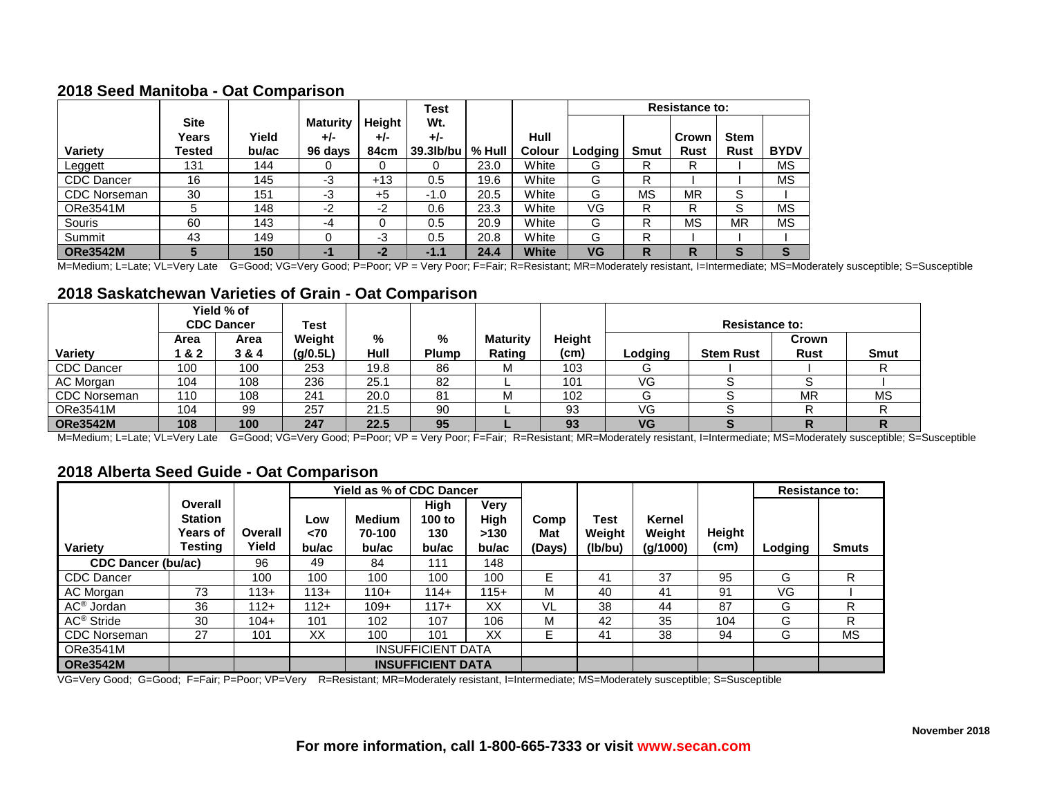## 2018 Seed Manitoba - Oat Comparison

| Variety | Site Years Tested | Yield bu/ac | Maturity +/- 96 days | Height +/- 84cm | Test Wt. +/- 39.3lb/bu | % Hull | Hull Colour | Resistance to: Lodging | Smut | Crown Rust | Stem Rust | BYDV |
|---|---|---|---|---|---|---|---|---|---|---|---|---|
| Leggett | 131 | 144 | 0 | 0 | 0 | 23.0 | White | G | R | R | I | MS |
| CDC Dancer | 16 | 145 | -3 | +13 | 0.5 | 19.6 | White | G | R | I | I | MS |
| CDC Norseman | 30 | 151 | -3 | +5 | -1.0 | 20.5 | White | G | MS | MR | S | I |
| ORe3541M | 5 | 148 | -2 | -2 | 0.6 | 23.3 | White | VG | R | R | S | MS |
| Souris | 60 | 143 | -4 | 0 | 0.5 | 20.9 | White | G | R | MS | MR | MS |
| Summit | 43 | 149 | 0 | -3 | 0.5 | 20.8 | White | G | R | I | I | I |
| **ORe3542M** | **5** | **150** | **-1** | **-2** | **-1.1** | **24.4** | **White** | **VG** | **R** | **R** | **S** | **S** |

M=Medium; L=Late; VL=Very Late G=Good; VG=Very Good; P=Poor; VP = Very Poor; F=Fair; R=Resistant; MR=Moderately resistant, I=Intermediate; MS=Moderately susceptible; S=Susceptible

## 2018 Saskatchewan Varieties of Grain - Oat Comparison

| Variety | Yield % of CDC Dancer Area 1 & 2 | Yield % of CDC Dancer Area 3 & 4 | Test Weight (g/0.5L) | % Hull | % Plump | Maturity Rating | Height (cm) | Resistance to: Lodging | Stem Rust | Crown Rust | Smut |
|---|---|---|---|---|---|---|---|---|---|---|---|
| CDC Dancer | 100 | 100 | 253 | 19.8 | 86 | M | 103 | G | I | I | R |
| AC Morgan | 104 | 108 | 236 | 25.1 | 82 | L | 101 | VG | S | S | I |
| CDC Norseman | 110 | 108 | 241 | 20.0 | 81 | M | 102 | G | S | MR | MS |
| ORe3541M | 104 | 99 | 257 | 21.5 | 90 | L | 93 | VG | S | R | R |
| **ORe3542M** | **108** | **100** | **247** | **22.5** | **95** | **L** | **93** | **VG** | **S** | **R** | **R** |

M=Medium; L=Late; VL=Very Late G=Good; VG=Very Good; P=Poor; VP = Very Poor; F=Fair; R=Resistant; MR=Moderately resistant, I=Intermediate; MS=Moderately susceptible; S=Susceptible

## 2018 Alberta Seed Guide - Oat Comparison

| Variety | Overall Station Years of Testing | Overall Yield | Yield as % of CDC Dancer: Low <70 bu/ac | Medium 70-100 bu/ac | High 100 to 130 bu/ac | Very High >130 bu/ac | Comp Mat (Days) | Test Weight (lb/bu) | Kernel Weight (g/1000) | Height (cm) | Resistance to: Lodging | Smuts |
|---|---|---|---|---|---|---|---|---|---|---|---|---|
| **CDC Dancer (bu/ac)** | | 96 | 49 | 84 | 111 | 148 | | | | | | |
| CDC Dancer | | 100 | 100 | 100 | 100 | 100 | E | 41 | 37 | 95 | G | R |
| AC Morgan | 73 | 113+ | 113+ | 110+ | 114+ | 115+ | M | 40 | 41 | 91 | VG | I |
| AC® Jordan | 36 | 112+ | 112+ | 109+ | 117+ | XX | VL | 38 | 44 | 87 | G | R |
| AC® Stride | 30 | 104+ | 101 | 102 | 107 | 106 | M | 42 | 35 | 104 | G | R |
| CDC Norseman | 27 | 101 | XX | 100 | 101 | XX | E | 41 | 38 | 94 | G | MS |
| ORe3541M | | | INSUFFICIENT DATA | | | | | | | | | |
| **ORe3542M** | | | **INSUFFICIENT DATA** | | | | | | | | | |

VG=Very Good; G=Good; F=Fair; P=Poor; VP=Very R=Resistant; MR=Moderately resistant, I=Intermediate; MS=Moderately susceptible; S=Susceptible

November 2018

**For more information, call 1-800-665-7333 or visit www.secan.com**